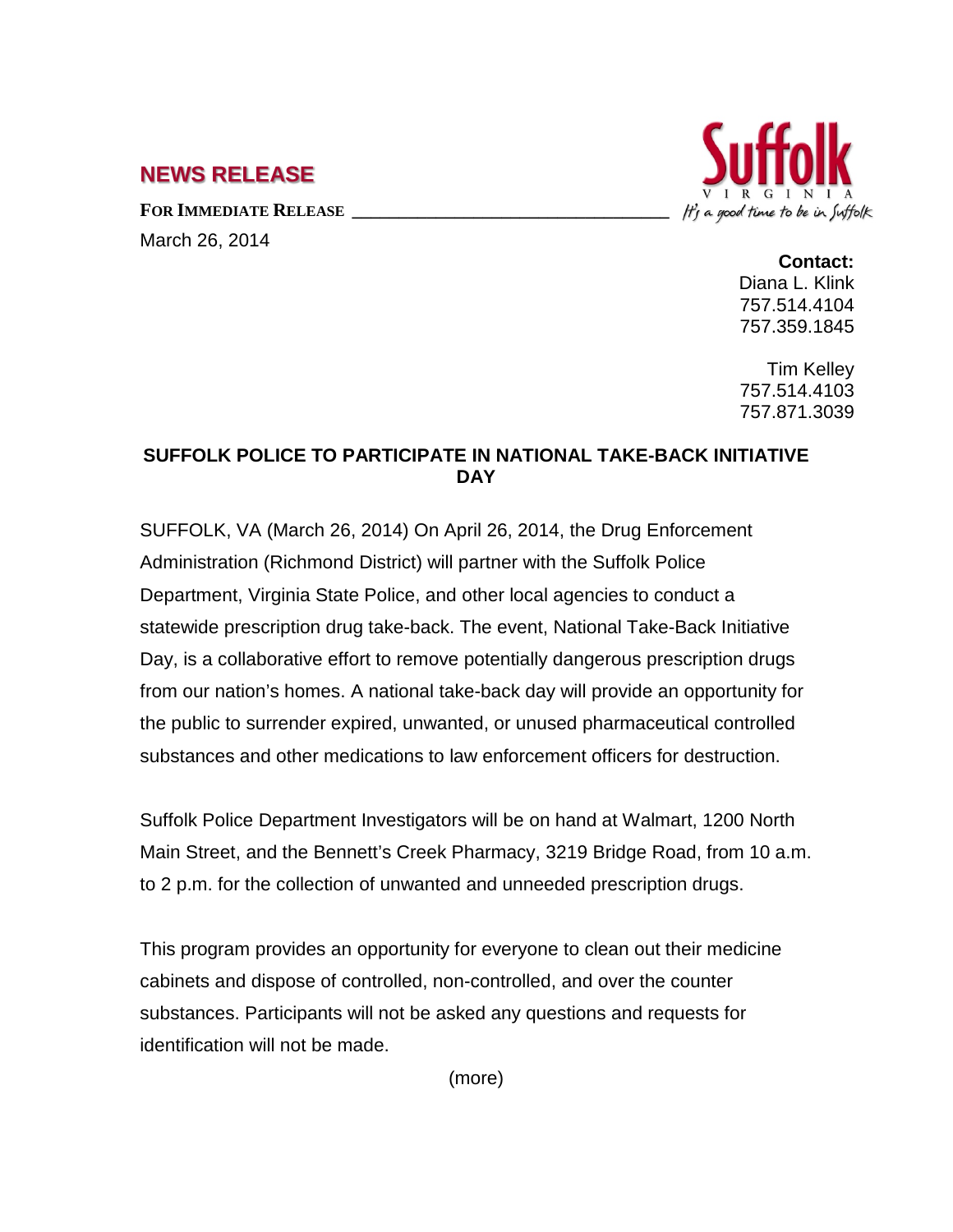## NEWS RELEASE

**FOR IMMEDIATE RELEASE**

March 26, 2014

Suffolk
VIRGINIA
*It's a good time to be in Suffolk*

**Contact:**
Diana L. Klink
757.514.4104
757.359.1845

Tim Kelley
757.514.4103
757.871.3039

### SUFFOLK POLICE TO PARTICIPATE IN NATIONAL TAKE-BACK INITIATIVE DAY

SUFFOLK, VA (March 26, 2014) On April 26, 2014, the Drug Enforcement Administration (Richmond District) will partner with the Suffolk Police Department, Virginia State Police, and other local agencies to conduct a statewide prescription drug take-back. The event, National Take-Back Initiative Day, is a collaborative effort to remove potentially dangerous prescription drugs from our nation's homes. A national take-back day will provide an opportunity for the public to surrender expired, unwanted, or unused pharmaceutical controlled substances and other medications to law enforcement officers for destruction.

Suffolk Police Department Investigators will be on hand at Walmart, 1200 North Main Street, and the Bennett's Creek Pharmacy, 3219 Bridge Road, from 10 a.m. to 2 p.m. for the collection of unwanted and unneeded prescription drugs.

This program provides an opportunity for everyone to clean out their medicine cabinets and dispose of controlled, non-controlled, and over the counter substances. Participants will not be asked any questions and requests for identification will not be made.

(more)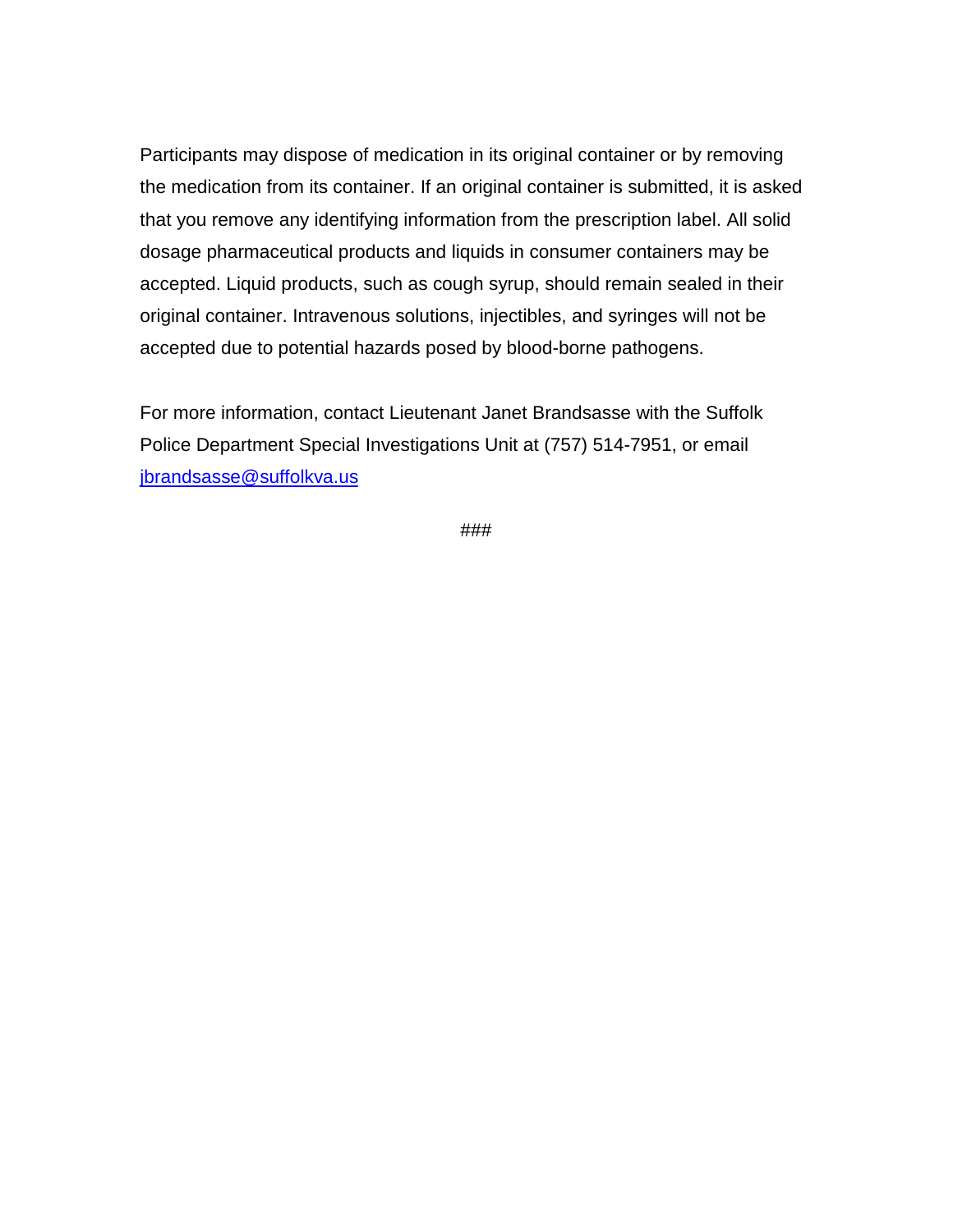Participants may dispose of medication in its original container or by removing the medication from its container. If an original container is submitted, it is asked that you remove any identifying information from the prescription label. All solid dosage pharmaceutical products and liquids in consumer containers may be accepted. Liquid products, such as cough syrup, should remain sealed in their original container. Intravenous solutions, injectibles, and syringes will not be accepted due to potential hazards posed by blood-borne pathogens.

For more information, contact Lieutenant Janet Brandsasse with the Suffolk Police Department Special Investigations Unit at (757) 514-7951, or email [jbrandsasse@suffolkva.us](mailto:jbrandsasse@suffolkva.us)

###